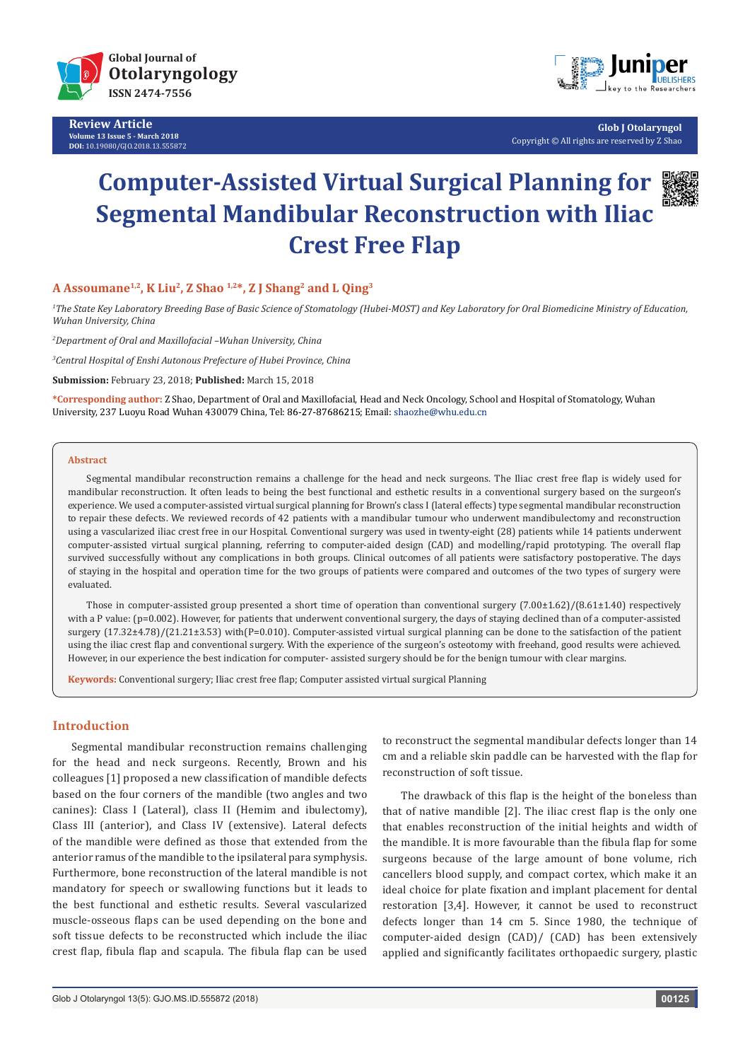Review Article

Volume 13 Issue 5 - March 2018

DOI: 10.19080/GJO.2018.13.555872

Copyright © All rights are reserved by Z Shao

# Computer-Assisted Virtual Surgical Planning for Segmental Mandibular Reconstruction with Iliac Crest Free Flap

**A Assoumane[1,2], K Liu[2], Z Shao [1,2]*, Z J Shang[2] and L Qing[3]**

*[1]The State Key Laboratory Breeding Base of Basic Science of Stomatology (Hubei-MOST) and Key Laboratory for Oral Biomedicine Ministry of Education, Wuhan University, China*

*[2]Department of Oral and Maxillofacial –Wuhan University, China*

*[3]Central Hospital of Enshi Autonous Prefecture of Hubei Province, China*

**Submission:** February 23, 2018; **Published:** March 15, 2018

**\*Corresponding author:** Z Shao, Department of Oral and Maxillofacial, Head and Neck Oncology, School and Hospital of Stomatology, Wuhan University, 237 Luoyu Road Wuhan 430079 China, Tel: 86-27-87686215; Email: shaozhe@whu.edu.cn

## Abstract

Segmental mandibular reconstruction remains a challenge for the head and neck surgeons. The Iliac crest free flap is widely used for mandibular reconstruction. It often leads to being the best functional and esthetic results in a conventional surgery based on the surgeon's experience. We used a computer-assisted virtual surgical planning for Brown's class I (lateral effects) type segmental mandibular reconstruction to repair these defects. We reviewed records of 42 patients with a mandibular tumour who underwent mandibulectomy and reconstruction using a vascularized iliac crest free in our Hospital. Conventional surgery was used in twenty-eight (28) patients while 14 patients underwent computer-assisted virtual surgical planning, referring to computer-aided design (CAD) and modelling/rapid prototyping. The overall flap survived successfully without any complications in both groups. Clinical outcomes of all patients were satisfactory postoperative. The days of staying in the hospital and operation time for the two groups of patients were compared and outcomes of the two types of surgery were evaluated.

Those in computer-assisted group presented a short time of operation than conventional surgery (7.00±1.62)/(8.61±1.40) respectively with a P value: (p=0.002). However, for patients that underwent conventional surgery, the days of staying declined than of a computer-assisted surgery (17.32±4.78)/(21.21±3.53) with(P=0.010). Computer-assisted virtual surgical planning can be done to the satisfaction of the patient using the iliac crest flap and conventional surgery. With the experience of the surgeon's osteotomy with freehand, good results were achieved. However, in our experience the best indication for computer- assisted surgery should be for the benign tumour with clear margins.

**Keywords:** Conventional surgery; Iliac crest free flap; Computer assisted virtual surgical Planning

## Introduction

Segmental mandibular reconstruction remains challenging for the head and neck surgeons. Recently, Brown and his colleagues [1] proposed a new classification of mandible defects based on the four corners of the mandible (two angles and two canines): Class I (Lateral), class II (Hemim and ibulectomy), Class III (anterior), and Class IV (extensive). Lateral defects of the mandible were defined as those that extended from the anterior ramus of the mandible to the ipsilateral para symphysis. Furthermore, bone reconstruction of the lateral mandible is not mandatory for speech or swallowing functions but it leads to the best functional and esthetic results. Several vascularized muscle-osseous flaps can be used depending on the bone and soft tissue defects to be reconstructed which include the iliac crest flap, fibula flap and scapula. The fibula flap can be used to reconstruct the segmental mandibular defects longer than 14 cm and a reliable skin paddle can be harvested with the flap for reconstruction of soft tissue.

The drawback of this flap is the height of the boneless than that of native mandible [2]. The iliac crest flap is the only one that enables reconstruction of the initial heights and width of the mandible. It is more favourable than the fibula flap for some surgeons because of the large amount of bone volume, rich cancellers blood supply, and compact cortex, which make it an ideal choice for plate fixation and implant placement for dental restoration [3,4]. However, it cannot be used to reconstruct defects longer than 14 cm 5. Since 1980, the technique of computer-aided design (CAD)/ (CAD) has been extensively applied and significantly facilitates orthopaedic surgery, plastic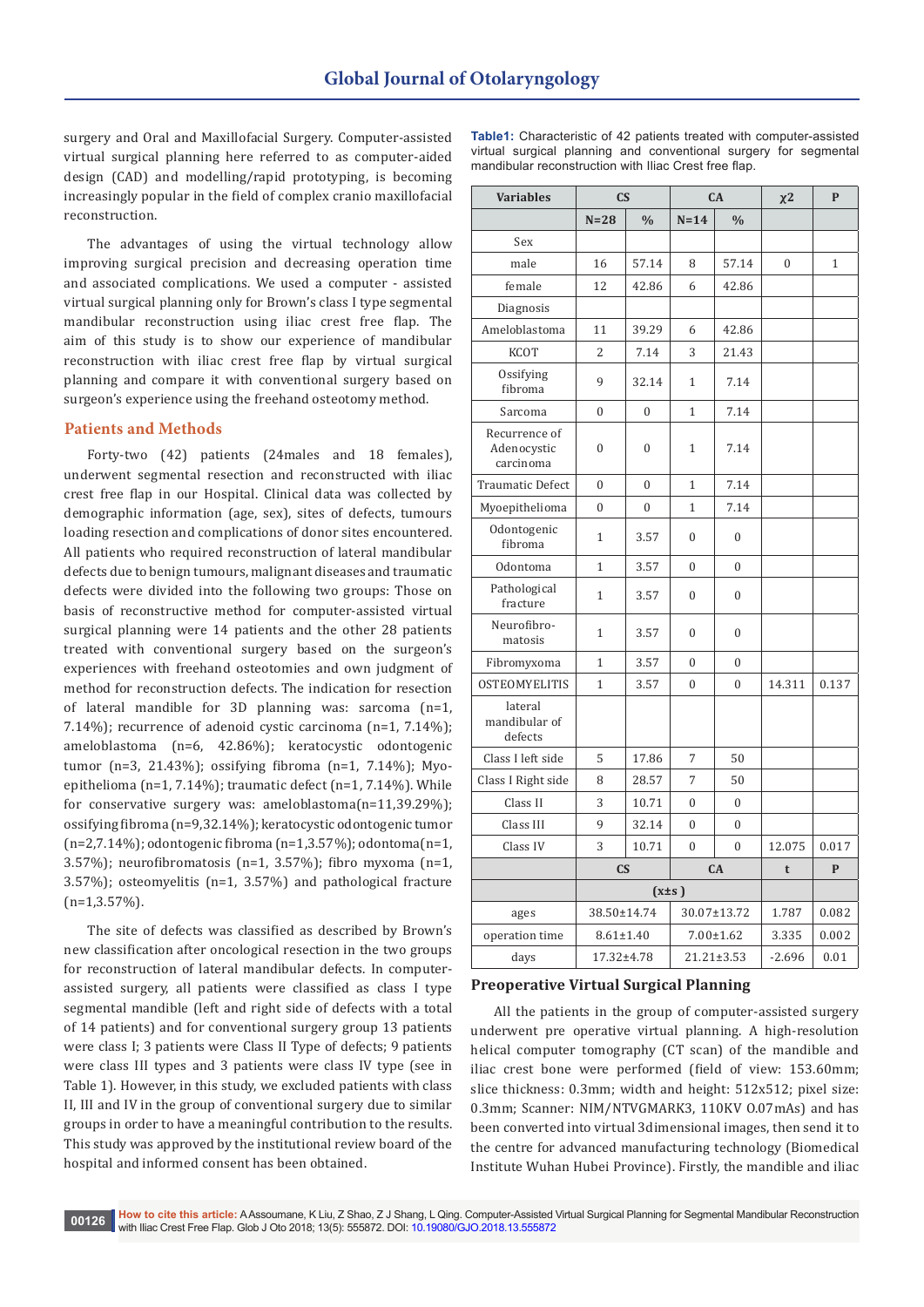surgery and Oral and Maxillofacial Surgery. Computer-assisted virtual surgical planning here referred to as computer-aided design (CAD) and modelling/rapid prototyping, is becoming increasingly popular in the field of complex cranio maxillofacial reconstruction.

The advantages of using the virtual technology allow improving surgical precision and decreasing operation time and associated complications. We used a computer - assisted virtual surgical planning only for Brown's class I type segmental mandibular reconstruction using iliac crest free flap. The aim of this study is to show our experience of mandibular reconstruction with iliac crest free flap by virtual surgical planning and compare it with conventional surgery based on surgeon's experience using the freehand osteotomy method.

## Patients and Methods

Forty-two (42) patients (24males and 18 females), underwent segmental resection and reconstructed with iliac crest free flap in our Hospital. Clinical data was collected by demographic information (age, sex), sites of defects, tumours loading resection and complications of donor sites encountered. All patients who required reconstruction of lateral mandibular defects due to benign tumours, malignant diseases and traumatic defects were divided into the following two groups: Those on basis of reconstructive method for computer-assisted virtual surgical planning were 14 patients and the other 28 patients treated with conventional surgery based on the surgeon's experiences with freehand osteotomies and own judgment of method for reconstruction defects. The indication for resection of lateral mandible for 3D planning was: sarcoma (n=1, 7.14%); recurrence of adenoid cystic carcinoma (n=1, 7.14%); ameloblastoma (n=6, 42.86%); keratocystic odontogenic tumor (n=3, 21.43%); ossifying fibroma (n=1, 7.14%); Myoepithelioma (n=1, 7.14%); traumatic defect (n=1, 7.14%). While for conservative surgery was: ameloblastoma(n=11,39.29%); ossifying fibroma (n=9,32.14%); keratocystic odontogenic tumor (n=2,7.14%); odontogenic fibroma (n=1,3.57%); odontoma(n=1, 3.57%); neurofibromatosis (n=1, 3.57%); fibro myxoma (n=1, 3.57%); osteomyelitis (n=1, 3.57%) and pathological fracture (n=1,3.57%).

The site of defects was classified as described by Brown's new classification after oncological resection in the two groups for reconstruction of lateral mandibular defects. In computer-assisted surgery, all patients were classified as class I type segmental mandible (left and right side of defects with a total of 14 patients) and for conventional surgery group 13 patients were class I; 3 patients were Class II Type of defects; 9 patients were class III types and 3 patients were class IV type (see in Table 1). However, in this study, we excluded patients with class II, III and IV in the group of conventional surgery due to similar groups in order to have a meaningful contribution to the results. This study was approved by the institutional review board of the hospital and informed consent has been obtained.

**Table1:** Characteristic of 42 patients treated with computer-assisted virtual surgical planning and conventional surgery for segmental mandibular reconstruction with Iliac Crest free flap.

| Variables | CS | | CA | | χ2 | P |
|---|---|---|---|---|---|---|
| | N=28 | % | N=14 | % | | |
| Sex | | | | | | |
| male | 16 | 57.14 | 8 | 57.14 | 0 | 1 |
| female | 12 | 42.86 | 6 | 42.86 | | |
| Diagnosis | | | | | | |
| Ameloblastoma | 11 | 39.29 | 6 | 42.86 | | |
| KCOT | 2 | 7.14 | 3 | 21.43 | | |
| Ossifying fibroma | 9 | 32.14 | 1 | 7.14 | | |
| Sarcoma | 0 | 0 | 1 | 7.14 | | |
| Recurrence of Adenocystic carcinoma | 0 | 0 | 1 | 7.14 | | |
| Traumatic Defect | 0 | 0 | 1 | 7.14 | | |
| Myoepithelioma | 0 | 0 | 1 | 7.14 | | |
| Odontogenic fibroma | 1 | 3.57 | 0 | 0 | | |
| Odontoma | 1 | 3.57 | 0 | 0 | | |
| Pathological fracture | 1 | 3.57 | 0 | 0 | | |
| Neurofibro-matosis | 1 | 3.57 | 0 | 0 | | |
| Fibromyxoma | 1 | 3.57 | 0 | 0 | | |
| OSTEOMYELITIS | 1 | 3.57 | 0 | 0 | 14.311 | 0.137 |
| lateral mandibular of defects | | | | | | |
| Class I left side | 5 | 17.86 | 7 | 50 | | |
| Class I Right side | 8 | 28.57 | 7 | 50 | | |
| Class II | 3 | 10.71 | 0 | 0 | | |
| Class III | 9 | 32.14 | 0 | 0 | | |
| Class IV | 3 | 10.71 | 0 | 0 | 12.075 | 0.017 |
| | CS | | CA | | t | P |
| | (x±s) | | | | | |
| ages | 38.50±14.74 | | 30.07±13.72 | | 1.787 | 0.082 |
| operation time | 8.61±1.40 | | 7.00±1.62 | | 3.335 | 0.002 |
| days | 17.32±4.78 | | 21.21±3.53 | | -2.696 | 0.01 |

### Preoperative Virtual Surgical Planning

All the patients in the group of computer-assisted surgery underwent pre operative virtual planning. A high-resolution helical computer tomography (CT scan) of the mandible and iliac crest bone were performed (field of view: 153.60mm; slice thickness: 0.3mm; width and height: 512x512; pixel size: 0.3mm; Scanner: NIM/NTVGMARK3, 110KV 0.07mAs) and has been converted into virtual 3dimensional images, then send it to the centre for advanced manufacturing technology (Biomedical Institute Wuhan Hubei Province). Firstly, the mandible and iliac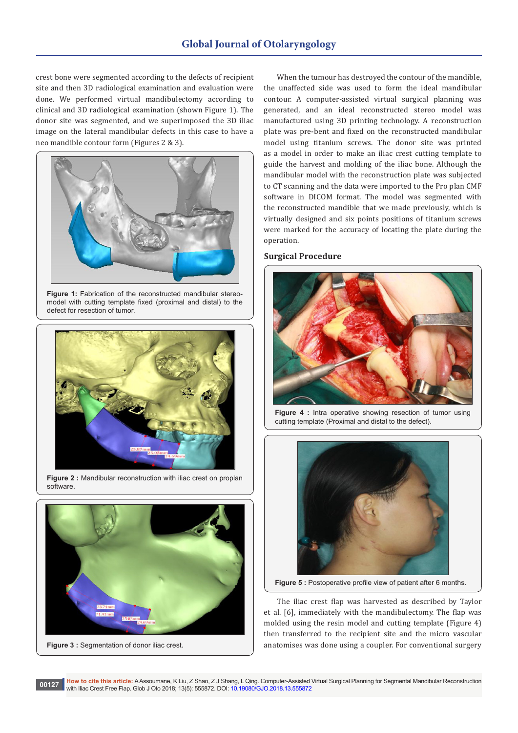crest bone were segmented according to the defects of recipient site and then 3D radiological examination and evaluation were done. We performed virtual mandibulectomy according to clinical and 3D radiological examination (shown Figure 1). The donor site was segmented, and we superimposed the 3D iliac image on the lateral mandibular defects in this case to have a neo mandible contour form (Figures 2 & 3).

**Figure 1:** Fabrication of the reconstructed mandibular stereo-model with cutting template fixed (proximal and distal) to the defect for resection of tumor.

**Figure 2 :** Mandibular reconstruction with iliac crest on proplan software.

**Figure 3 :** Segmentation of donor iliac crest.

When the tumour has destroyed the contour of the mandible, the unaffected side was used to form the ideal mandibular contour. A computer-assisted virtual surgical planning was generated, and an ideal reconstructed stereo model was manufactured using 3D printing technology. A reconstruction plate was pre-bent and fixed on the reconstructed mandibular model using titanium screws. The donor site was printed as a model in order to make an iliac crest cutting template to guide the harvest and molding of the iliac bone. Although the mandibular model with the reconstruction plate was subjected to CT scanning and the data were imported to the Pro plan CMF software in DICOM format. The model was segmented with the reconstructed mandible that we made previously, which is virtually designed and six points positions of titanium screws were marked for the accuracy of locating the plate during the operation.

### Surgical Procedure

**Figure 4 :** Intra operative showing resection of tumor using cutting template (Proximal and distal to the defect).

**Figure 5 :** Postoperative profile view of patient after 6 months.

The iliac crest flap was harvested as described by Taylor et al. [6], immediately with the mandibulectomy. The flap was molded using the resin model and cutting template (Figure 4) then transferred to the recipient site and the micro vascular anatomises was done using a coupler. For conventional surgery

**How to cite this article:** A Assoumane, K Liu, Z Shao, Z J Shang, L Qing. Computer-Assisted Virtual Surgical Planning for Segmental Mandibular Reconstruction with Iliac Crest Free Flap. Glob J Oto 2018; 13(5): 555872. DOI: 10.19080/GJO.2018.13.555872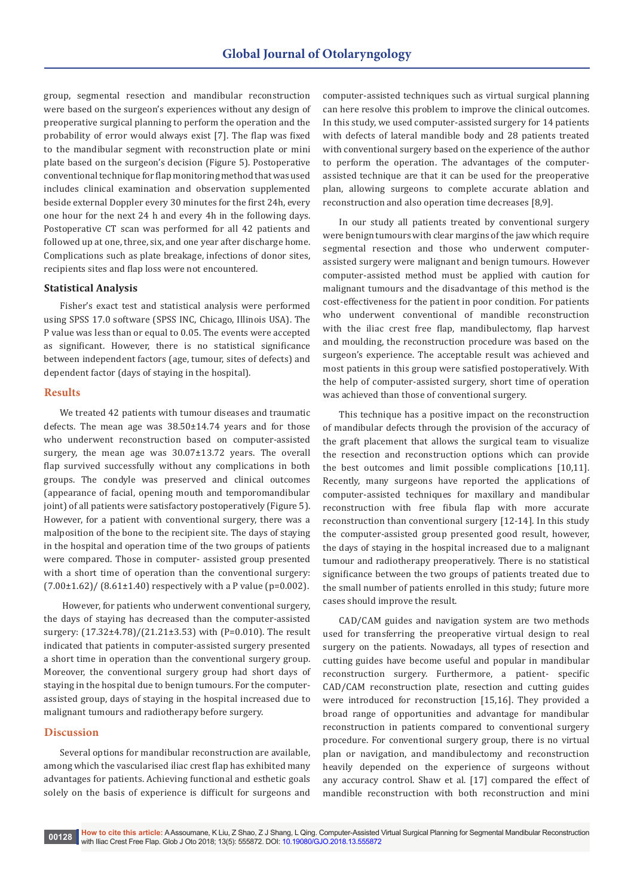group, segmental resection and mandibular reconstruction were based on the surgeon's experiences without any design of preoperative surgical planning to perform the operation and the probability of error would always exist [7]. The flap was fixed to the mandibular segment with reconstruction plate or mini plate based on the surgeon's decision (Figure 5). Postoperative conventional technique for flap monitoring method that was used includes clinical examination and observation supplemented beside external Doppler every 30 minutes for the first 24h, every one hour for the next 24 h and every 4h in the following days. Postoperative CT scan was performed for all 42 patients and followed up at one, three, six, and one year after discharge home. Complications such as plate breakage, infections of donor sites, recipients sites and flap loss were not encountered.

### Statistical Analysis

Fisher's exact test and statistical analysis were performed using SPSS 17.0 software (SPSS INC, Chicago, Illinois USA). The P value was less than or equal to 0.05. The events were accepted as significant. However, there is no statistical significance between independent factors (age, tumour, sites of defects) and dependent factor (days of staying in the hospital).

## Results

We treated 42 patients with tumour diseases and traumatic defects. The mean age was 38.50±14.74 years and for those who underwent reconstruction based on computer-assisted surgery, the mean age was 30.07±13.72 years. The overall flap survived successfully without any complications in both groups. The condyle was preserved and clinical outcomes (appearance of facial, opening mouth and temporomandibular joint) of all patients were satisfactory postoperatively (Figure 5). However, for a patient with conventional surgery, there was a malposition of the bone to the recipient site. The days of staying in the hospital and operation time of the two groups of patients were compared. Those in computer- assisted group presented with a short time of operation than the conventional surgery: (7.00±1.62)/ (8.61±1.40) respectively with a P value (p=0.002).

However, for patients who underwent conventional surgery, the days of staying has decreased than the computer-assisted surgery: (17.32±4.78)/(21.21±3.53) with (P=0.010). The result indicated that patients in computer-assisted surgery presented a short time in operation than the conventional surgery group. Moreover, the conventional surgery group had short days of staying in the hospital due to benign tumours. For the computer-assisted group, days of staying in the hospital increased due to malignant tumours and radiotherapy before surgery.

## Discussion

Several options for mandibular reconstruction are available, among which the vascularised iliac crest flap has exhibited many advantages for patients. Achieving functional and esthetic goals solely on the basis of experience is difficult for surgeons and computer-assisted techniques such as virtual surgical planning can here resolve this problem to improve the clinical outcomes. In this study, we used computer-assisted surgery for 14 patients with defects of lateral mandible body and 28 patients treated with conventional surgery based on the experience of the author to perform the operation. The advantages of the computer-assisted technique are that it can be used for the preoperative plan, allowing surgeons to complete accurate ablation and reconstruction and also operation time decreases [8,9].

In our study all patients treated by conventional surgery were benign tumours with clear margins of the jaw which require segmental resection and those who underwent computer-assisted surgery were malignant and benign tumours. However computer-assisted method must be applied with caution for malignant tumours and the disadvantage of this method is the cost-effectiveness for the patient in poor condition. For patients who underwent conventional of mandible reconstruction with the iliac crest free flap, mandibulectomy, flap harvest and moulding, the reconstruction procedure was based on the surgeon's experience. The acceptable result was achieved and most patients in this group were satisfied postoperatively. With the help of computer-assisted surgery, short time of operation was achieved than those of conventional surgery.

This technique has a positive impact on the reconstruction of mandibular defects through the provision of the accuracy of the graft placement that allows the surgical team to visualize the resection and reconstruction options which can provide the best outcomes and limit possible complications [10,11]. Recently, many surgeons have reported the applications of computer-assisted techniques for maxillary and mandibular reconstruction with free fibula flap with more accurate reconstruction than conventional surgery [12-14]. In this study the computer-assisted group presented good result, however, the days of staying in the hospital increased due to a malignant tumour and radiotherapy preoperatively. There is no statistical significance between the two groups of patients treated due to the small number of patients enrolled in this study; future more cases should improve the result.

CAD/CAM guides and navigation system are two methods used for transferring the preoperative virtual design to real surgery on the patients. Nowadays, all types of resection and cutting guides have become useful and popular in mandibular reconstruction surgery. Furthermore, a patient- specific CAD/CAM reconstruction plate, resection and cutting guides were introduced for reconstruction [15,16]. They provided a broad range of opportunities and advantage for mandibular reconstruction in patients compared to conventional surgery procedure. For conventional surgery group, there is no virtual plan or navigation, and mandibulectomy and reconstruction heavily depended on the experience of surgeons without any accuracy control. Shaw et al. [17] compared the effect of mandible reconstruction with both reconstruction and mini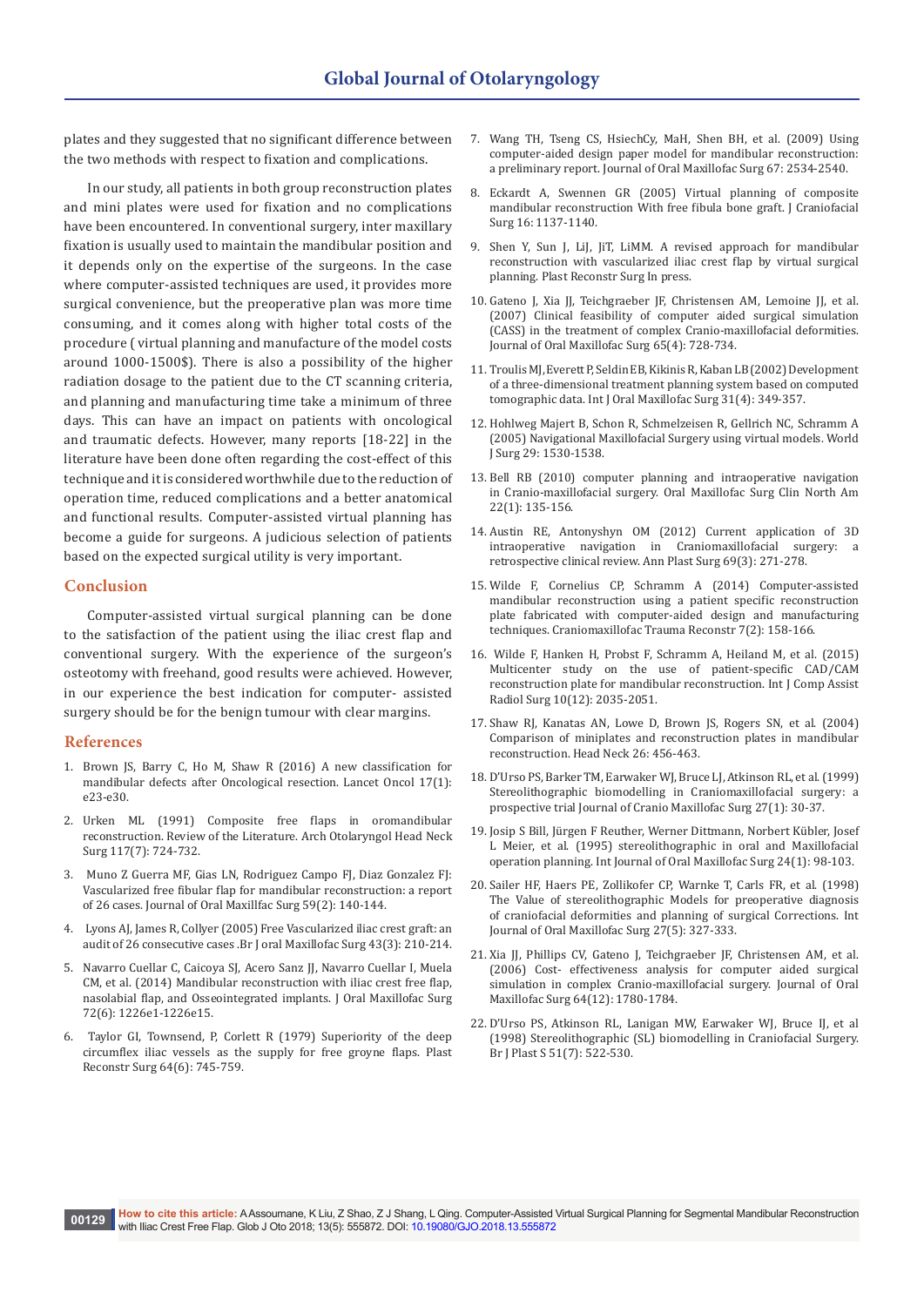plates and they suggested that no significant difference between the two methods with respect to fixation and complications.

In our study, all patients in both group reconstruction plates and mini plates were used for fixation and no complications have been encountered. In conventional surgery, inter maxillary fixation is usually used to maintain the mandibular position and it depends only on the expertise of the surgeons. In the case where computer-assisted techniques are used, it provides more surgical convenience, but the preoperative plan was more time consuming, and it comes along with higher total costs of the procedure ( virtual planning and manufacture of the model costs around 1000-1500$). There is also a possibility of the higher radiation dosage to the patient due to the CT scanning criteria, and planning and manufacturing time take a minimum of three days. This can have an impact on patients with oncological and traumatic defects. However, many reports [18-22] in the literature have been done often regarding the cost-effect of this technique and it is considered worthwhile due to the reduction of operation time, reduced complications and a better anatomical and functional results. Computer-assisted virtual planning has become a guide for surgeons. A judicious selection of patients based on the expected surgical utility is very important.

## Conclusion

Computer-assisted virtual surgical planning can be done to the satisfaction of the patient using the iliac crest flap and conventional surgery. With the experience of the surgeon's osteotomy with freehand, good results were achieved. However, in our experience the best indication for computer- assisted surgery should be for the benign tumour with clear margins.

## References

1. Brown JS, Barry C, Ho M, Shaw R (2016) A new classification for mandibular defects after Oncological resection. Lancet Oncol 17(1): e23-e30.
2. Urken ML (1991) Composite free flaps in oromandibular reconstruction. Review of the Literature. Arch Otolaryngol Head Neck Surg 117(7): 724-732.
3. Muno Z Guerra MF, Gias LN, Rodriguez Campo FJ, Diaz Gonzalez FJ: Vascularized free fibular flap for mandibular reconstruction: a report of 26 cases. Journal of Oral Maxillfac Surg 59(2): 140-144.
4. Lyons AJ, James R, Collyer (2005) Free Vascularized iliac crest graft: an audit of 26 consecutive cases .Br J oral Maxillofac Surg 43(3): 210-214.
5. Navarro Cuellar C, Caicoya SJ, Acero Sanz JJ, Navarro Cuellar I, Muela CM, et al. (2014) Mandibular reconstruction with iliac crest free flap, nasolabial flap, and Osseointegrated implants. J Oral Maxillofac Surg 72(6): 1226e1-1226e15.
6. Taylor GI, Townsend, P, Corlett R (1979) Superiority of the deep circumflex iliac vessels as the supply for free groyne flaps. Plast Reconstr Surg 64(6): 745-759.
7. Wang TH, Tseng CS, HsiechCy, MaH, Shen BH, et al. (2009) Using computer-added design paper model for mandibular reconstruction: a preliminary report. Journal of Oral Maxillofac Surg 67: 2534-2540.
8. Eckardt A, Swennen GR (2005) Virtual planning of composite mandibular reconstruction With free fibula bone graft. J Craniofacial Surg 16: 1137-1140.
9. Shen Y, Sun J, LiJ, JiT, LiMM. A revised approach for mandibular reconstruction with vascularized iliac crest flap by virtual surgical planning. Plast Reconstr Surg In press.
10. Gateno J, Xia JJ, Teichgraeber JF, Christensen AM, Lemoine JJ, et al. (2007) Clinical feasibility of computer aided surgical simulation (CASS) in the treatment of complex Cranio-maxillofacial deformities. Journal of Oral Maxillofac Surg 65(4): 728-734.
11. Troulis MJ, Everett P, Seldin EB, Kikinis R, Kaban LB (2002) Development of a three-dimensional treatment planning system based on computed tomographic data. Int J Oral Maxillofac Surg 31(4): 349-357.
12. Hohlweg Majert B, Schon R, Schmelzeisen R, Gellrich NC, Schramm A (2005) Navigational Maxillofacial Surgery using virtual models. World J Surg 29: 1530-1538.
13. Bell RB (2010) computer planning and intraoperative navigation in Cranio-maxillofacial surgery. Oral Maxillofac Surg Clin North Am 22(1): 135-156.
14. Austin RE, Antonyshyn OM (2012) Current application of 3D intraoperative navigation in Craniomaxillofacial surgery: a retrospective clinical review. Ann Plast Surg 69(3): 271-278.
15. Wilde F, Cornelius CP, Schramm A (2014) Computer-assisted mandibular reconstruction using a patient specific reconstruction plate fabricated with computer-aided design and manufacturing techniques. Craniomaxillofac Trauma Reconstr 7(2): 158-166.
16. Wilde F, Hanken H, Probst F, Schramm A, Heiland M, et al. (2015) Multicenter study on the use of patient-specific CAD/CAM reconstruction plate for mandibular reconstruction. Int J Comp Assist Radiol Surg 10(12): 2035-2051.
17. Shaw RJ, Kanatas AN, Lowe D, Brown JS, Rogers SN, et al. (2004) Comparison of miniplates and reconstruction plates in mandibular reconstruction. Head Neck 26: 456-463.
18. D'Urso PS, Barker TM, Earwaker WJ, Bruce LJ, Atkinson RL, et al. (1999) Stereolithographic biomodelling in Craniomaxillofacial surgery: a prospective trial Journal of Cranio Maxillofac Surg 27(1): 30-37.
19. Josip S Bill, Jürgen F Reuther, Werner Dittmann, Norbert Kübler, Josef L Meier, et al. (1995) stereolithographic in oral and Maxillofacial operation planning. Int Journal of Oral Maxillofac Surg 24(1): 98-103.
20. Sailer HF, Haers PE, Zollikofer CP, Warnke T, Carls FR, et al. (1998) The Value of stereolithographic Models for preoperative diagnosis of craniofacial deformities and planning of surgical Corrections. Int Journal of Oral Maxillofac Surg 27(5): 327-333.
21. Xia JJ, Phillips CV, Gateno J, Teichgraeber JF, Christensen AM, et al. (2006) Cost- effectiveness analysis for computer aided surgical simulation in complex Cranio-maxillofacial surgery. Journal of Oral Maxillofac Surg 64(12): 1780-1784.
22. D'Urso PS, Atkinson RL, Lanigan MW, Earwaker WJ, Bruce IJ, et al (1998) Stereolithographic (SL) biomodelling in Craniofacial Surgery. Br J Plast S 51(7): 522-530.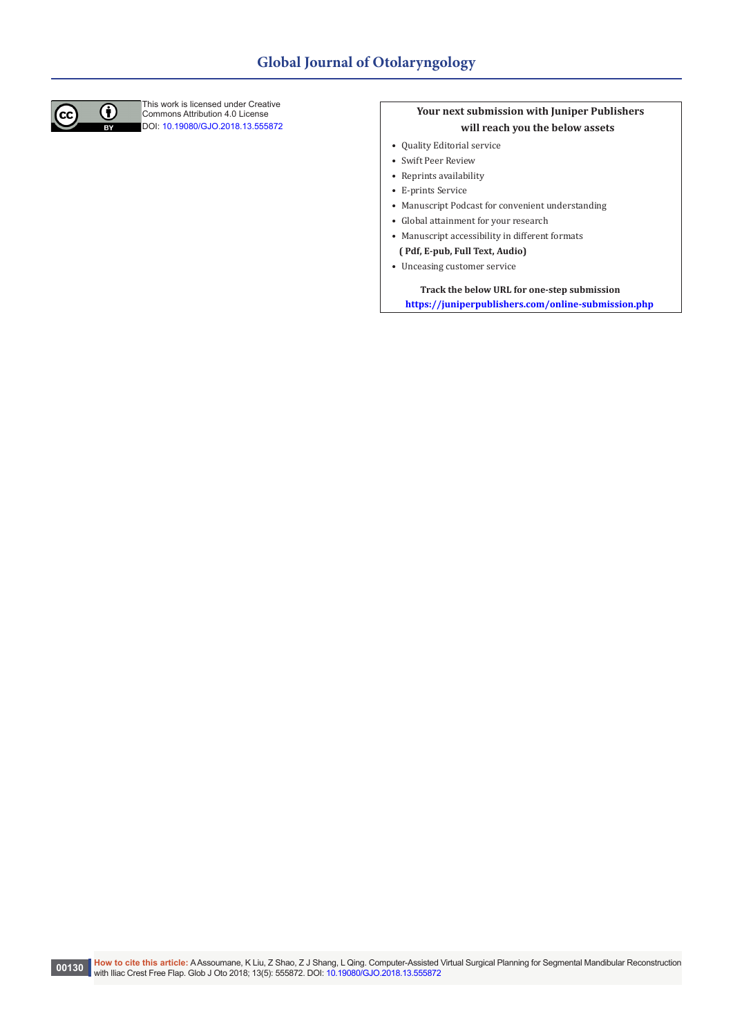This work is licensed under Creative Commons Attribution 4.0 License
DOI: 10.19080/GJO.2018.13.555872

**Your next submission with Juniper Publishers will reach you the below assets**

- Quality Editorial service
- Swift Peer Review
- Reprints availability
- E-prints Service
- Manuscript Podcast for convenient understanding
- Global attainment for your research
- Manuscript accessibility in different formats

**( Pdf, E-pub, Full Text, Audio)**

- Unceasing customer service

**Track the below URL for one-step submission**
**https://juniperpublishers.com/online-submission.php**

**How to cite this article:** A Assoumane, K Liu, Z Shao, Z J Shang, L Qing. Computer-Assisted Virtual Surgical Planning for Segmental Mandibular Reconstruction with Iliac Crest Free Flap. Glob J Oto 2018; 13(5): 555872. DOI: 10.19080/GJO.2018.13.555872